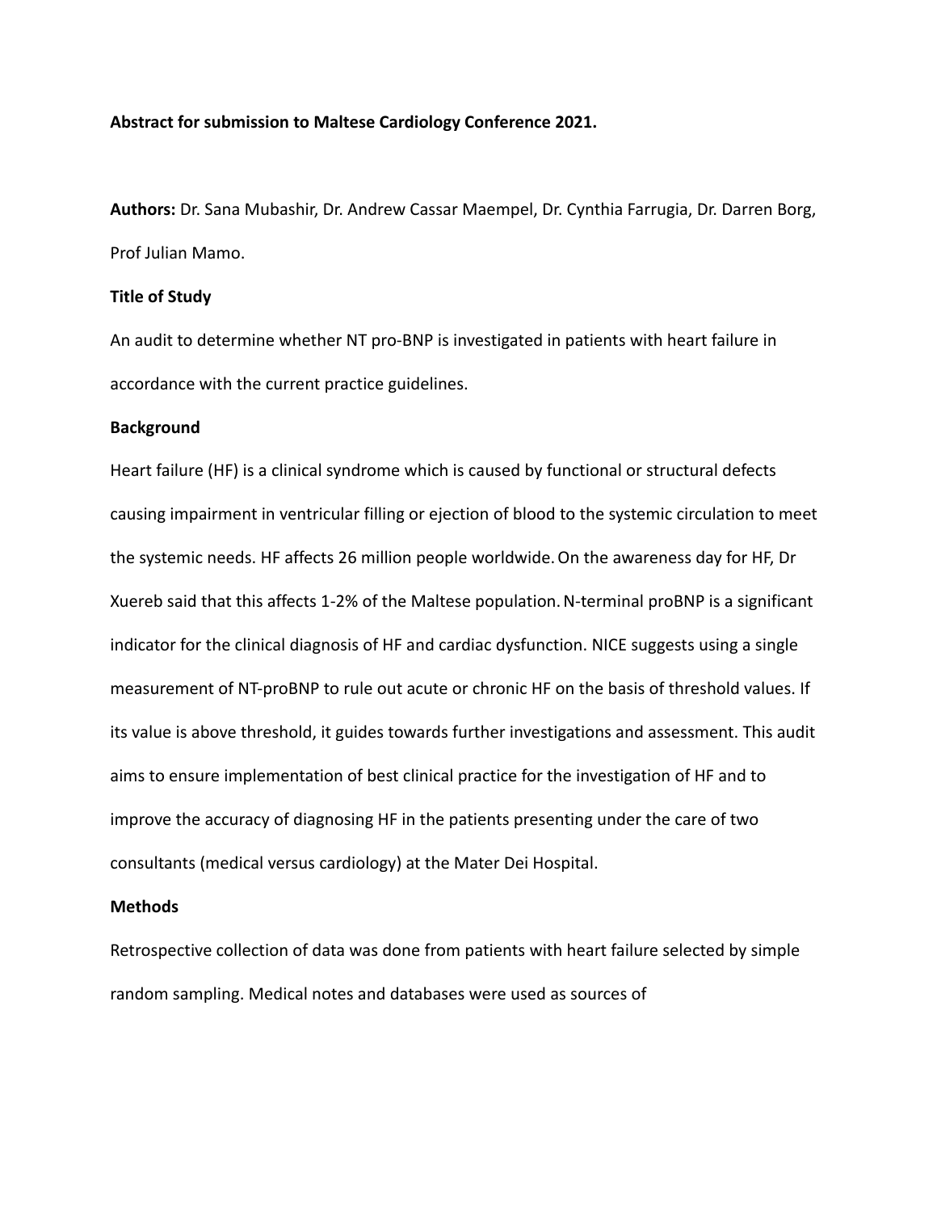**Abstract for submission to Maltese Cardiology Conference 2021.**

**Authors:** Dr. Sana Mubashir, Dr. Andrew Cassar Maempel, Dr. Cynthia Farrugia, Dr. Darren Borg, Prof Julian Mamo.

**Title of Study**

An audit to determine whether NT pro-BNP is investigated in patients with heart failure in accordance with the current practice guidelines.

**Background**

Heart failure (HF) is a clinical syndrome which is caused by functional or structural defects causing impairment in ventricular filling or ejection of blood to the systemic circulation to meet the systemic needs. HF affects 26 million people worldwide. On the awareness day for HF, Dr Xuereb said that this affects 1-2% of the Maltese population. N-terminal proBNP is a significant indicator for the clinical diagnosis of HF and cardiac dysfunction. NICE suggests using a single measurement of NT-proBNP to rule out acute or chronic HF on the basis of threshold values. If its value is above threshold, it guides towards further investigations and assessment. This audit aims to ensure implementation of best clinical practice for the investigation of HF and to improve the accuracy of diagnosing HF in the patients presenting under the care of two consultants (medical versus cardiology) at the Mater Dei Hospital.

**Methods**

Retrospective collection of data was done from patients with heart failure selected by simple random sampling. Medical notes and databases were used as sources of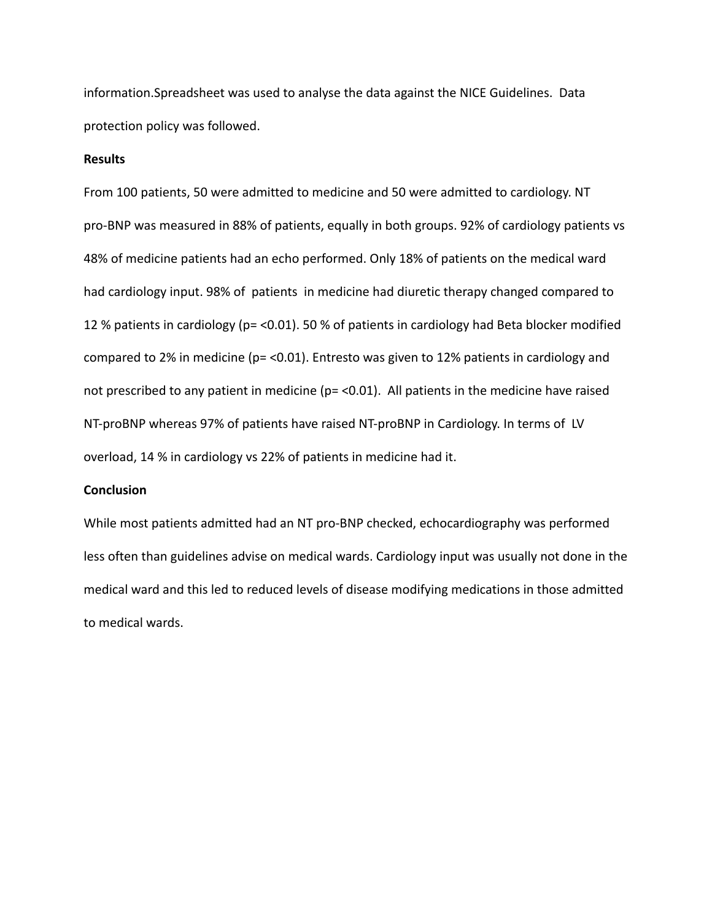information.Spreadsheet was used to analyse the data against the NICE Guidelines. Data protection policy was followed.

**Results**

From 100 patients, 50 were admitted to medicine and 50 were admitted to cardiology. NT pro-BNP was measured in 88% of patients, equally in both groups. 92% of cardiology patients vs 48% of medicine patients had an echo performed. Only 18% of patients on the medical ward had cardiology input. 98% of patients in medicine had diuretic therapy changed compared to 12 % patients in cardiology ($p= <0.01$). 50 % of patients in cardiology had Beta blocker modified compared to 2% in medicine ($p= <0.01$). Entresto was given to 12% patients in cardiology and not prescribed to any patient in medicine ($p= <0.01$). All patients in the medicine have raised NT-proBNP whereas 97% of patients have raised NT-proBNP in Cardiology. In terms of LV overload, 14 % in cardiology vs 22% of patients in medicine had it.

**Conclusion**

While most patients admitted had an NT pro-BNP checked, echocardiography was performed less often than guidelines advise on medical wards. Cardiology input was usually not done in the medical ward and this led to reduced levels of disease modifying medications in those admitted to medical wards.